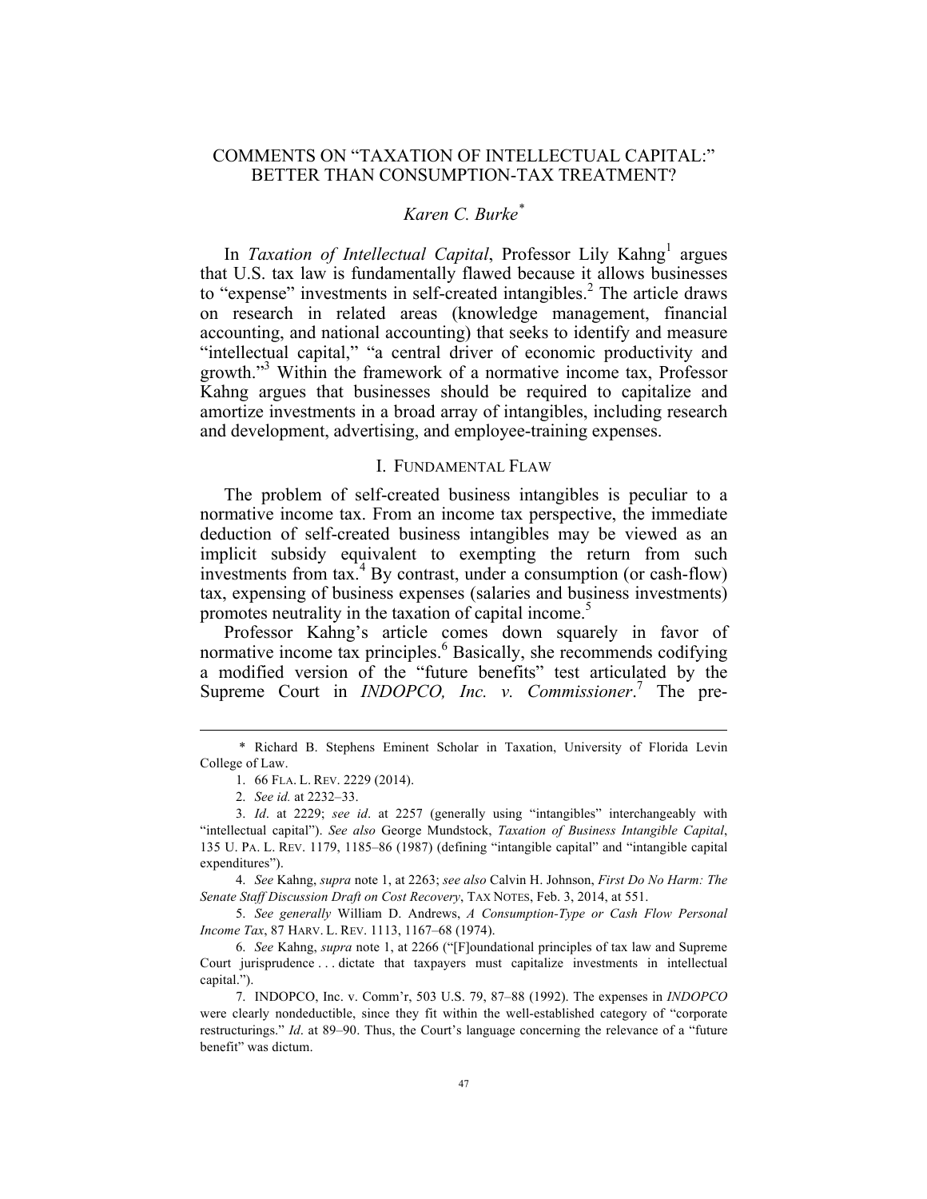# COMMENTS ON "TAXATION OF INTELLECTUAL CAPITAL:" BETTER THAN CONSUMPTION-TAX TREATMENT?

*Karen C. Burke*[*]

In *Taxation of Intellectual Capital*, Professor Lily Kahng[1] argues that U.S. tax law is fundamentally flawed because it allows businesses to "expense" investments in self-created intangibles.[2] The article draws on research in related areas (knowledge management, financial accounting, and national accounting) that seeks to identify and measure "intellectual capital," "a central driver of economic productivity and growth."[3] Within the framework of a normative income tax, Professor Kahng argues that businesses should be required to capitalize and amortize investments in a broad array of intangibles, including research and development, advertising, and employee-training expenses.

## I. FUNDAMENTAL FLAW

The problem of self-created business intangibles is peculiar to a normative income tax. From an income tax perspective, the immediate deduction of self-created business intangibles may be viewed as an implicit subsidy equivalent to exempting the return from such investments from tax.[4] By contrast, under a consumption (or cash-flow) tax, expensing of business expenses (salaries and business investments) promotes neutrality in the taxation of capital income.[5]

Professor Kahng's article comes down squarely in favor of normative income tax principles.[6] Basically, she recommends codifying a modified version of the "future benefits" test articulated by the Supreme Court in *INDOPCO, Inc. v. Commissioner*.[7] The pre-

---

\* Richard B. Stephens Eminent Scholar in Taxation, University of Florida Levin College of Law.

1. 66 FLA. L. REV. 2229 (2014).

2. *See id.* at 2232–33.

3. *Id*. at 2229; *see id*. at 2257 (generally using "intangibles" interchangeably with "intellectual capital"). *See also* George Mundstock, *Taxation of Business Intangible Capital*, 135 U. PA. L. REV. 1179, 1185–86 (1987) (defining "intangible capital" and "intangible capital expenditures").

4. *See* Kahng, *supra* note 1, at 2263; *see also* Calvin H. Johnson, *First Do No Harm: The Senate Staff Discussion Draft on Cost Recovery*, TAX NOTES, Feb. 3, 2014, at 551.

5. *See generally* William D. Andrews, *A Consumption-Type or Cash Flow Personal Income Tax*, 87 HARV. L. REV. 1113, 1167–68 (1974).

6. *See* Kahng, *supra* note 1, at 2266 ("[F]oundational principles of tax law and Supreme Court jurisprudence . . . dictate that taxpayers must capitalize investments in intellectual capital.").

7. INDOPCO, Inc. v. Comm'r, 503 U.S. 79, 87–88 (1992). The expenses in *INDOPCO* were clearly nondeductible, since they fit within the well-established category of "corporate restructurings." *Id*. at 89–90. Thus, the Court's language concerning the relevance of a "future benefit" was dictum.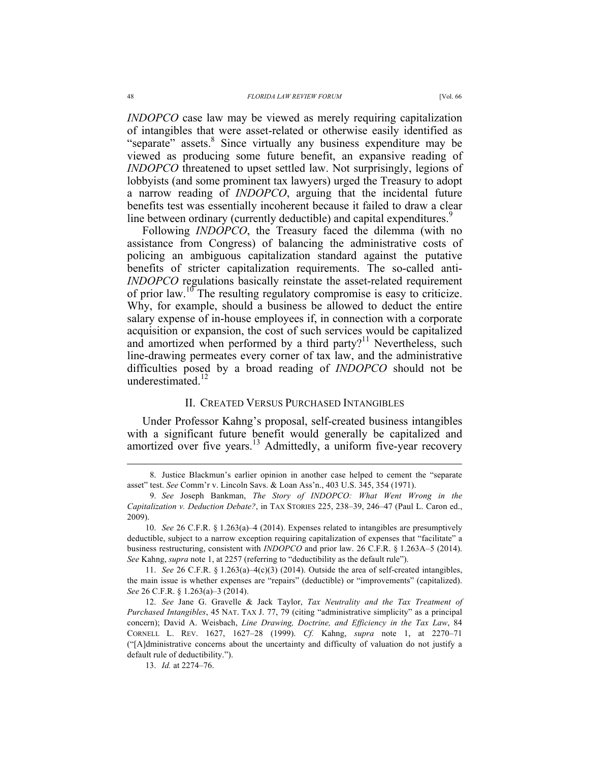*INDOPCO* case law may be viewed as merely requiring capitalization of intangibles that were asset-related or otherwise easily identified as "separate" assets.[8] Since virtually any business expenditure may be viewed as producing some future benefit, an expansive reading of *INDOPCO* threatened to upset settled law. Not surprisingly, legions of lobbyists (and some prominent tax lawyers) urged the Treasury to adopt a narrow reading of *INDOPCO*, arguing that the incidental future benefits test was essentially incoherent because it failed to draw a clear line between ordinary (currently deductible) and capital expenditures.[9]

Following *INDOPCO*, the Treasury faced the dilemma (with no assistance from Congress) of balancing the administrative costs of policing an ambiguous capitalization standard against the putative benefits of stricter capitalization requirements. The so-called anti-*INDOPCO* regulations basically reinstate the asset-related requirement of prior law.[10] The resulting regulatory compromise is easy to criticize. Why, for example, should a business be allowed to deduct the entire salary expense of in-house employees if, in connection with a corporate acquisition or expansion, the cost of such services would be capitalized and amortized when performed by a third party?[11] Nevertheless, such line-drawing permeates every corner of tax law, and the administrative difficulties posed by a broad reading of *INDOPCO* should not be underestimated.[12]

## II. Created Versus Purchased Intangibles

Under Professor Kahng's proposal, self-created business intangibles with a significant future benefit would generally be capitalized and amortized over five years.[13] Admittedly, a uniform five-year recovery

---

8. Justice Blackmun's earlier opinion in another case helped to cement the "separate asset" test. *See* Comm'r v. Lincoln Savs. & Loan Ass'n., 403 U.S. 345, 354 (1971).

9. *See* Joseph Bankman, *The Story of INDOPCO: What Went Wrong in the Capitalization v. Deduction Debate?*, in TAX STORIES 225, 238–39, 246–47 (Paul L. Caron ed., 2009).

10. *See* 26 C.F.R. § 1.263(a)–4 (2014). Expenses related to intangibles are presumptively deductible, subject to a narrow exception requiring capitalization of expenses that "facilitate" a business restructuring, consistent with *INDOPCO* and prior law. 26 C.F.R. § 1.263A–5 (2014). *See* Kahng, *supra* note 1, at 2257 (referring to "deductibility as the default rule").

11. *See* 26 C.F.R. § 1.263(a)–4(c)(3) (2014). Outside the area of self-created intangibles, the main issue is whether expenses are "repairs" (deductible) or "improvements" (capitalized). *See* 26 C.F.R. § 1.263(a)–3 (2014).

12. *See* Jane G. Gravelle & Jack Taylor, *Tax Neutrality and the Tax Treatment of Purchased Intangibles*, 45 NAT. TAX J. 77, 79 (citing "administrative simplicity" as a principal concern); David A. Weisbach, *Line Drawing, Doctrine, and Efficiency in the Tax Law*, 84 CORNELL L. REV. 1627, 1627–28 (1999). *Cf.* Kahng, *supra* note 1, at 2270–71 ("[A]dministrative concerns about the uncertainty and difficulty of valuation do not justify a default rule of deductibility.").

13. *Id.* at 2274–76.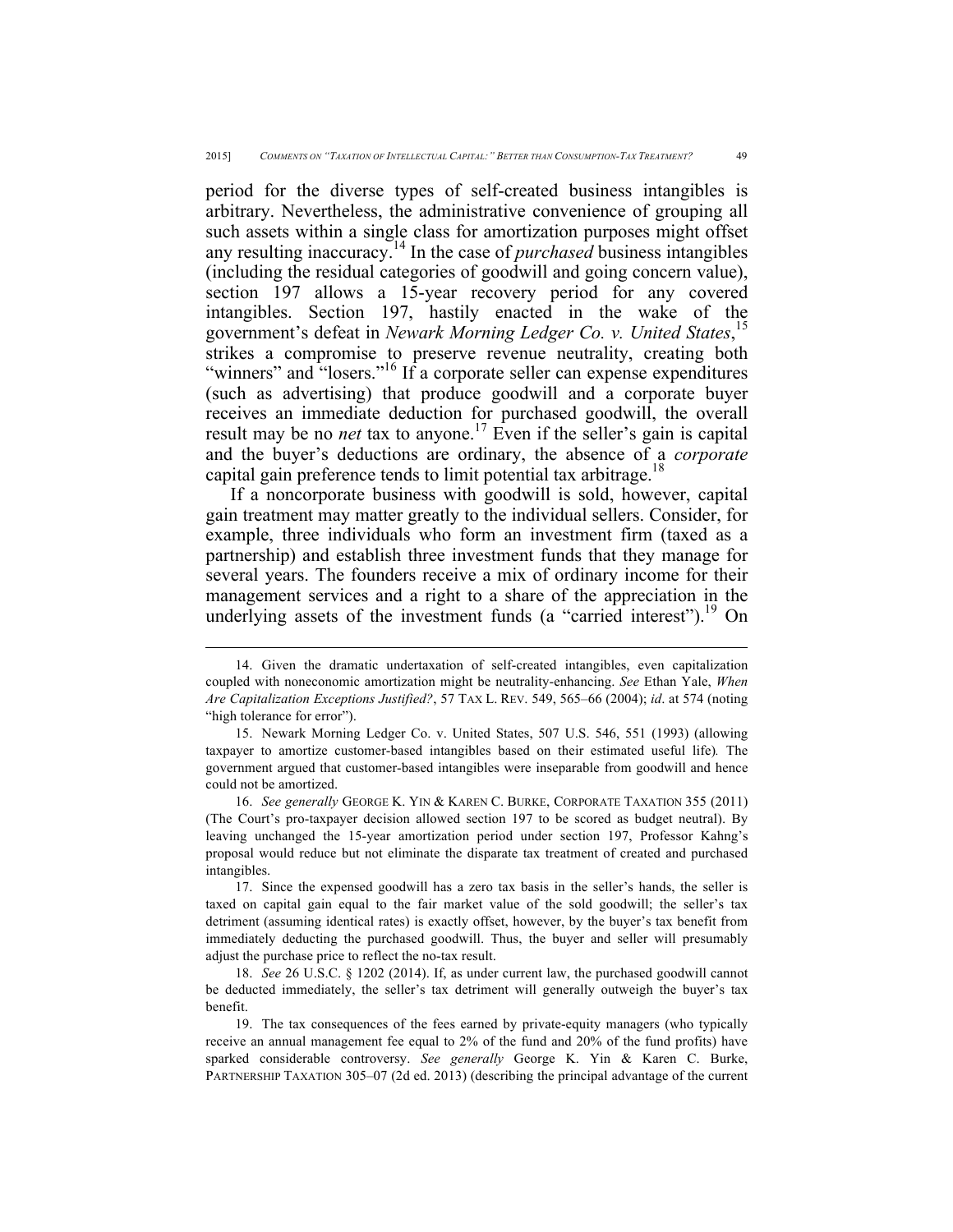period for the diverse types of self-created business intangibles is arbitrary. Nevertheless, the administrative convenience of grouping all such assets within a single class for amortization purposes might offset any resulting inaccuracy.[14] In the case of *purchased* business intangibles (including the residual categories of goodwill and going concern value), section 197 allows a 15-year recovery period for any covered intangibles. Section 197, hastily enacted in the wake of the government's defeat in *Newark Morning Ledger Co. v. United States*,[15] strikes a compromise to preserve revenue neutrality, creating both "winners" and "losers."[16] If a corporate seller can expense expenditures (such as advertising) that produce goodwill and a corporate buyer receives an immediate deduction for purchased goodwill, the overall result may be no *net* tax to anyone.[17] Even if the seller's gain is capital and the buyer's deductions are ordinary, the absence of a *corporate* capital gain preference tends to limit potential tax arbitrage.[18]

If a noncorporate business with goodwill is sold, however, capital gain treatment may matter greatly to the individual sellers. Consider, for example, three individuals who form an investment firm (taxed as a partnership) and establish three investment funds that they manage for several years. The founders receive a mix of ordinary income for their management services and a right to a share of the appreciation in the underlying assets of the investment funds (a "carried interest").[19] On

---

14. Given the dramatic undertaxation of self-created intangibles, even capitalization coupled with noneconomic amortization might be neutrality-enhancing. *See* Ethan Yale, *When Are Capitalization Exceptions Justified?*, 57 TAX L. REV. 549, 565–66 (2004); *id*. at 574 (noting "high tolerance for error").

15. Newark Morning Ledger Co. v. United States, 507 U.S. 546, 551 (1993) (allowing taxpayer to amortize customer-based intangibles based on their estimated useful life). The government argued that customer-based intangibles were inseparable from goodwill and hence could not be amortized.

16. *See generally* GEORGE K. YIN & KAREN C. BURKE, CORPORATE TAXATION 355 (2011) (The Court's pro-taxpayer decision allowed section 197 to be scored as budget neutral). By leaving unchanged the 15-year amortization period under section 197, Professor Kahng's proposal would reduce but not eliminate the disparate tax treatment of created and purchased intangibles.

17. Since the expensed goodwill has a zero tax basis in the seller's hands, the seller is taxed on capital gain equal to the fair market value of the sold goodwill; the seller's tax detriment (assuming identical rates) is exactly offset, however, by the buyer's tax benefit from immediately deducting the purchased goodwill. Thus, the buyer and seller will presumably adjust the purchase price to reflect the no-tax result.

18. *See* 26 U.S.C. § 1202 (2014). If, as under current law, the purchased goodwill cannot be deducted immediately, the seller's tax detriment will generally outweigh the buyer's tax benefit.

19. The tax consequences of the fees earned by private-equity managers (who typically receive an annual management fee equal to 2% of the fund and 20% of the fund profits) have sparked considerable controversy. *See generally* George K. Yin & Karen C. Burke, PARTNERSHIP TAXATION 305–07 (2d ed. 2013) (describing the principal advantage of the current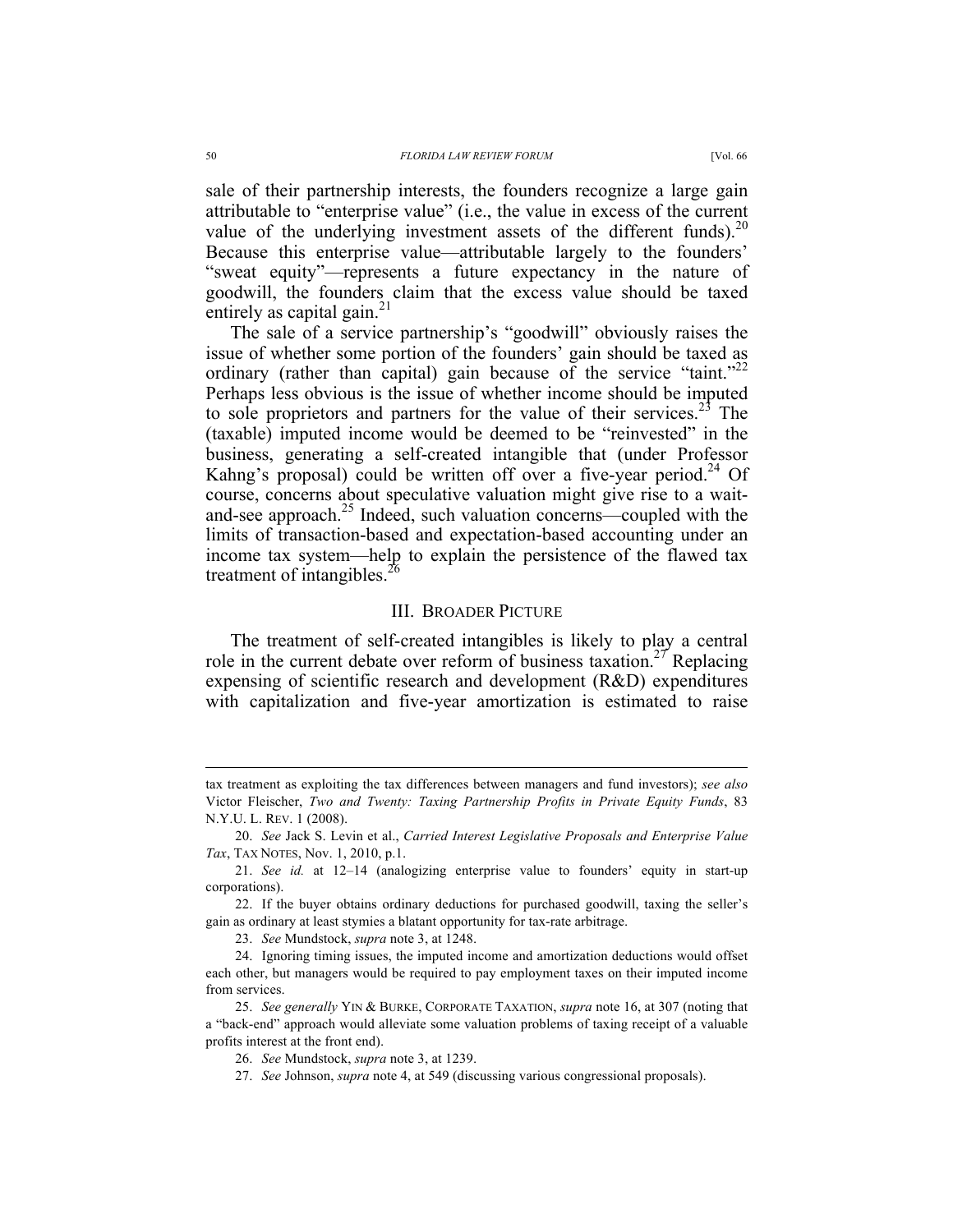sale of their partnership interests, the founders recognize a large gain attributable to "enterprise value" (i.e., the value in excess of the current value of the underlying investment assets of the different funds).[20] Because this enterprise value—attributable largely to the founders' "sweat equity"—represents a future expectancy in the nature of goodwill, the founders claim that the excess value should be taxed entirely as capital gain.[21]

The sale of a service partnership's "goodwill" obviously raises the issue of whether some portion of the founders' gain should be taxed as ordinary (rather than capital) gain because of the service "taint."[22] Perhaps less obvious is the issue of whether income should be imputed to sole proprietors and partners for the value of their services.[23] The (taxable) imputed income would be deemed to be "reinvested" in the business, generating a self-created intangible that (under Professor Kahng's proposal) could be written off over a five-year period.[24] Of course, concerns about speculative valuation might give rise to a wait-and-see approach.[25] Indeed, such valuation concerns—coupled with the limits of transaction-based and expectation-based accounting under an income tax system—help to explain the persistence of the flawed tax treatment of intangibles.[26]

## III. BROADER PICTURE

The treatment of self-created intangibles is likely to play a central role in the current debate over reform of business taxation.[27] Replacing expensing of scientific research and development (R&D) expenditures with capitalization and five-year amortization is estimated to raise

---

tax treatment as exploiting the tax differences between managers and fund investors); *see also* Victor Fleischer, *Two and Twenty: Taxing Partnership Profits in Private Equity Funds*, 83 N.Y.U. L. REV. 1 (2008).

20. *See* Jack S. Levin et al., *Carried Interest Legislative Proposals and Enterprise Value Tax*, TAX NOTES, Nov. 1, 2010, p.1.

21. *See id.* at 12–14 (analogizing enterprise value to founders' equity in start-up corporations).

22. If the buyer obtains ordinary deductions for purchased goodwill, taxing the seller's gain as ordinary at least stymies a blatant opportunity for tax-rate arbitrage.

23. *See* Mundstock, *supra* note 3, at 1248.

24. Ignoring timing issues, the imputed income and amortization deductions would offset each other, but managers would be required to pay employment taxes on their imputed income from services.

25. *See generally* YIN & BURKE, CORPORATE TAXATION, *supra* note 16, at 307 (noting that a "back-end" approach would alleviate some valuation problems of taxing receipt of a valuable profits interest at the front end).

26. *See* Mundstock, *supra* note 3, at 1239.

27. *See* Johnson, *supra* note 4, at 549 (discussing various congressional proposals).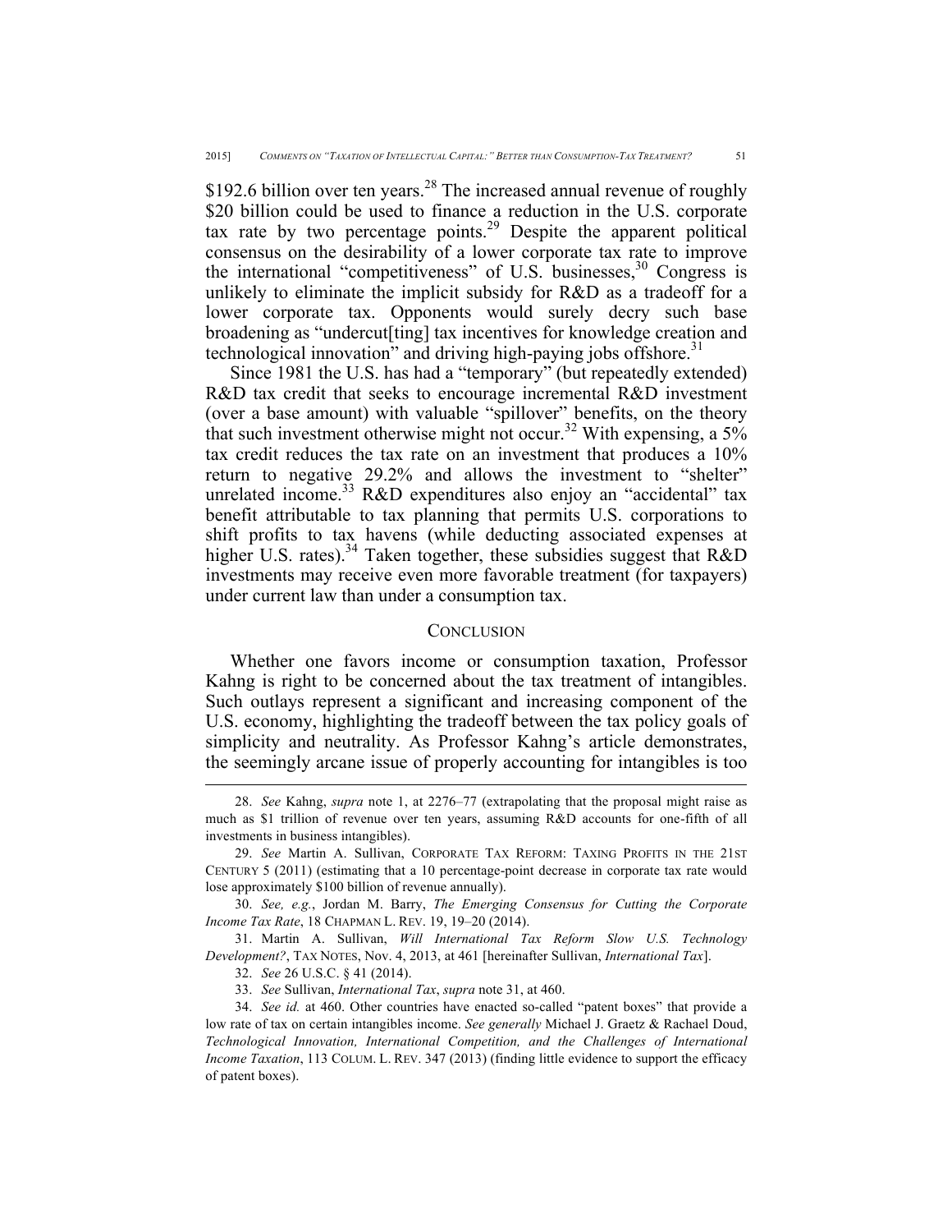$192.6 billion over ten years.[28] The increased annual revenue of roughly $20 billion could be used to finance a reduction in the U.S. corporate tax rate by two percentage points.[29] Despite the apparent political consensus on the desirability of a lower corporate tax rate to improve the international "competitiveness" of U.S. businesses,[30] Congress is unlikely to eliminate the implicit subsidy for R&D as a tradeoff for a lower corporate tax. Opponents would surely decry such base broadening as "undercut[ting] tax incentives for knowledge creation and technological innovation" and driving high-paying jobs offshore.[31]

Since 1981 the U.S. has had a "temporary" (but repeatedly extended) R&D tax credit that seeks to encourage incremental R&D investment (over a base amount) with valuable "spillover" benefits, on the theory that such investment otherwise might not occur.[32] With expensing, a 5% tax credit reduces the tax rate on an investment that produces a 10% return to negative 29.2% and allows the investment to "shelter" unrelated income.[33] R&D expenditures also enjoy an "accidental" tax benefit attributable to tax planning that permits U.S. corporations to shift profits to tax havens (while deducting associated expenses at higher U.S. rates).[34] Taken together, these subsidies suggest that R&D investments may receive even more favorable treatment (for taxpayers) under current law than under a consumption tax.

## CONCLUSION

Whether one favors income or consumption taxation, Professor Kahng is right to be concerned about the tax treatment of intangibles. Such outlays represent a significant and increasing component of the U.S. economy, highlighting the tradeoff between the tax policy goals of simplicity and neutrality. As Professor Kahng's article demonstrates, the seemingly arcane issue of properly accounting for intangibles is too

---

28. *See* Kahng, *supra* note 1, at 2276–77 (extrapolating that the proposal might raise as much as $1 trillion of revenue over ten years, assuming R&D accounts for one-fifth of all investments in business intangibles).

29. *See* Martin A. Sullivan, CORPORATE TAX REFORM: TAXING PROFITS IN THE 21ST CENTURY 5 (2011) (estimating that a 10 percentage-point decrease in corporate tax rate would lose approximately $100 billion of revenue annually).

30. *See, e.g.*, Jordan M. Barry, *The Emerging Consensus for Cutting the Corporate Income Tax Rate*, 18 CHAPMAN L. REV. 19, 19–20 (2014).

31. Martin A. Sullivan, *Will International Tax Reform Slow U.S. Technology Development?*, TAX NOTES, Nov. 4, 2013, at 461 [hereinafter Sullivan, *International Tax*].

32. *See* 26 U.S.C. § 41 (2014).

33. *See* Sullivan, *International Tax*, *supra* note 31, at 460.

34. *See id.* at 460. Other countries have enacted so-called "patent boxes" that provide a low rate of tax on certain intangibles income. *See generally* Michael J. Graetz & Rachael Doud, *Technological Innovation, International Competition, and the Challenges of International Income Taxation*, 113 COLUM. L. REV. 347 (2013) (finding little evidence to support the efficacy of patent boxes).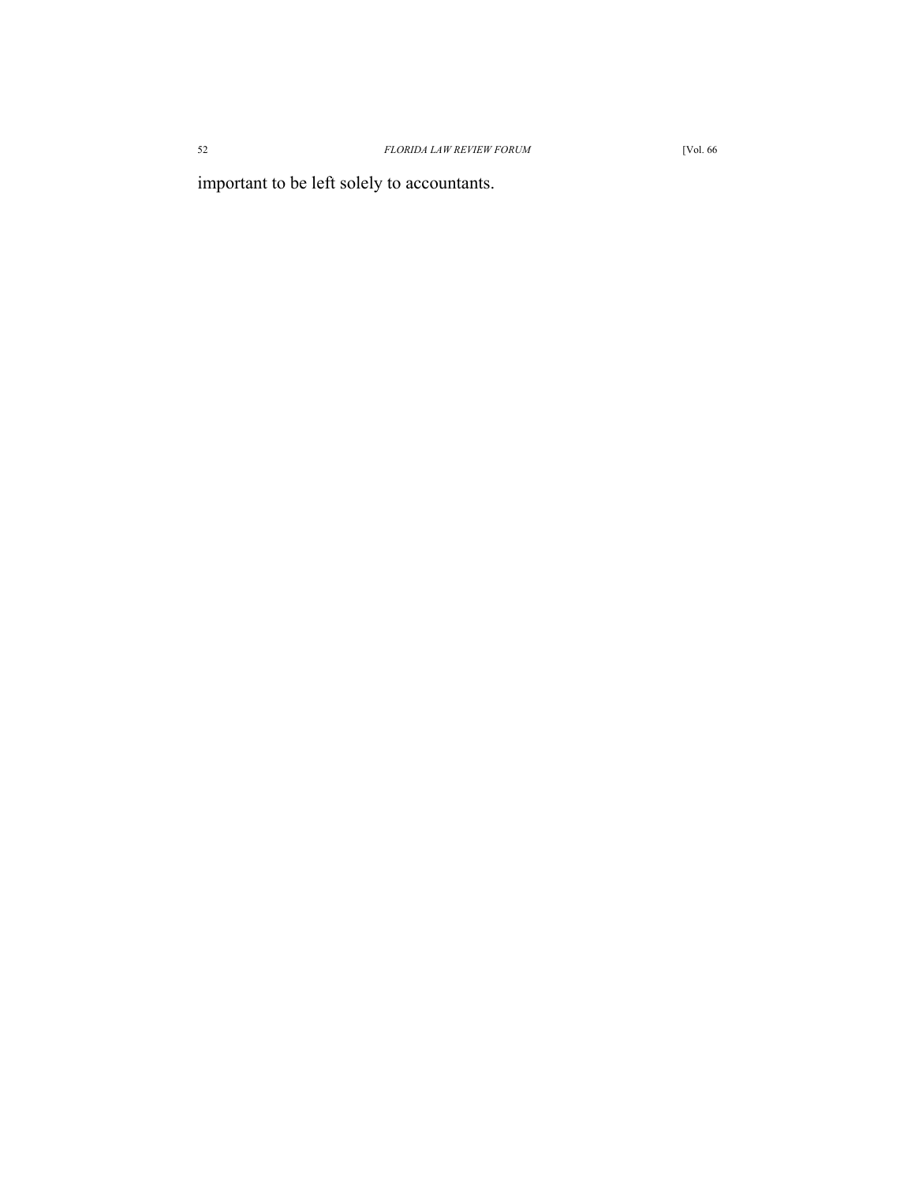important to be left solely to accountants.